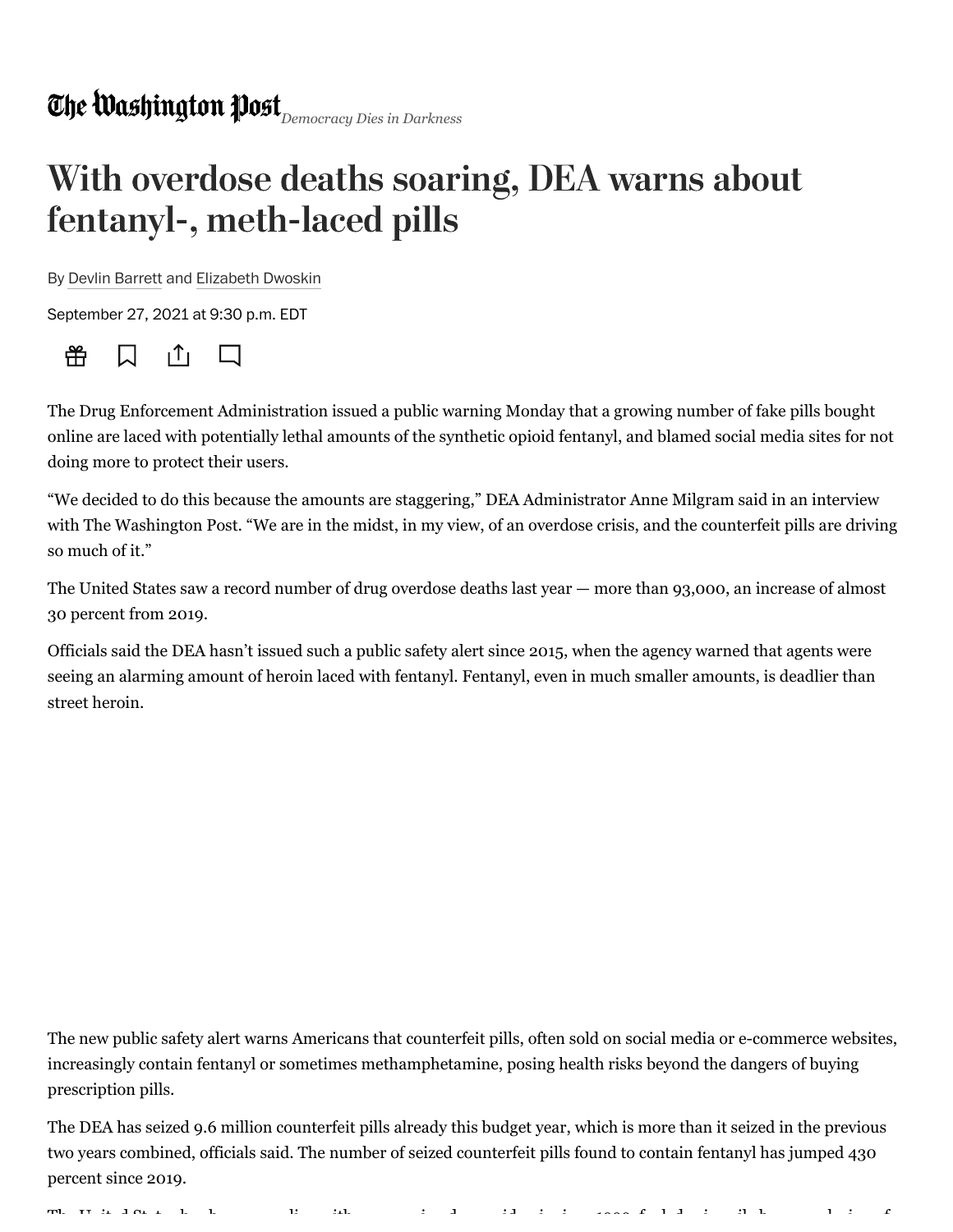The Washington Post *Democracy Dies in Darkness*

# With overdose deaths soaring, DEA warns about fentanyl-, meth-laced pills

By Devlin Barrett and Elizabeth Dwoskin

September 27, 2021 at 9:30 p.m. EDT

The Drug Enforcement Administration issued a public warning Monday that a growing number of fake pills bought online are laced with potentially lethal amounts of the synthetic opioid fentanyl, and blamed social media sites for not doing more to protect their users.

“We decided to do this because the amounts are staggering,” DEA Administrator Anne Milgram said in an interview with The Washington Post. “We are in the midst, in my view, of an overdose crisis, and the counterfeit pills are driving so much of it.”

The United States saw a record number of drug overdose deaths last year — more than 93,000, an increase of almost 30 percent from 2019.

Officials said the DEA hasn’t issued such a public safety alert since 2015, when the agency warned that agents were seeing an alarming amount of heroin laced with fentanyl. Fentanyl, even in much smaller amounts, is deadlier than street heroin.

The new public safety alert warns Americans that counterfeit pills, often sold on social media or e-commerce websites, increasingly contain fentanyl or sometimes methamphetamine, posing health risks beyond the dangers of buying prescription pills.

The DEA has seized 9.6 million counterfeit pills already this budget year, which is more than it seized in the previous two years combined, officials said. The number of seized counterfeit pills found to contain fentanyl has jumped 430 percent since 2019.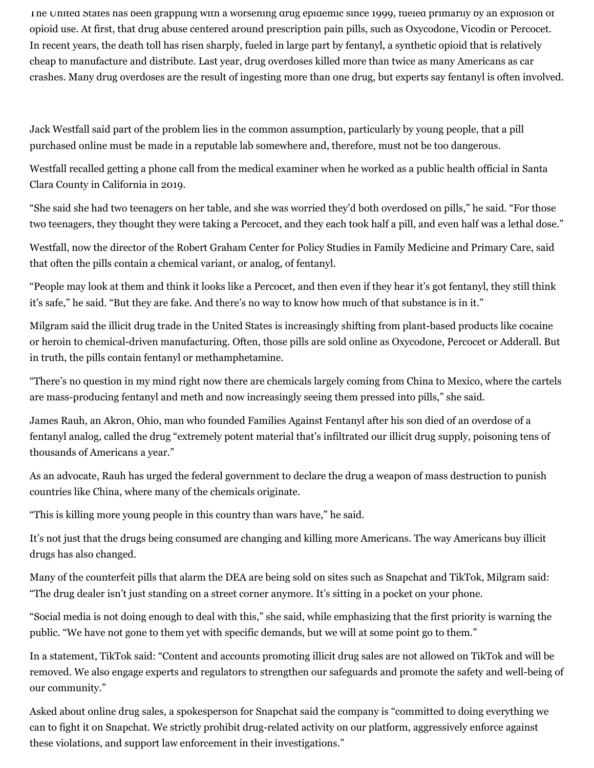The United States has been grappling with a worsening drug epidemic since 1999, fueled primarily by an explosion of opioid use. At first, that drug abuse centered around prescription pain pills, such as Oxycodone, Vicodin or Percocet. In recent years, the death toll has risen sharply, fueled in large part by fentanyl, a synthetic opioid that is relatively cheap to manufacture and distribute. Last year, drug overdoses killed more than twice as many Americans as car crashes. Many drug overdoses are the result of ingesting more than one drug, but experts say fentanyl is often involved.

Jack Westfall said part of the problem lies in the common assumption, particularly by young people, that a pill purchased online must be made in a reputable lab somewhere and, therefore, must not be too dangerous.

Westfall recalled getting a phone call from the medical examiner when he worked as a public health official in Santa Clara County in California in 2019.

"She said she had two teenagers on her table, and she was worried they'd both overdosed on pills," he said. "For those two teenagers, they thought they were taking a Percocet, and they each took half a pill, and even half was a lethal dose."

Westfall, now the director of the Robert Graham Center for Policy Studies in Family Medicine and Primary Care, said that often the pills contain a chemical variant, or analog, of fentanyl.

"People may look at them and think it looks like a Percocet, and then even if they hear it's got fentanyl, they still think it's safe," he said. "But they are fake. And there's no way to know how much of that substance is in it."

Milgram said the illicit drug trade in the United States is increasingly shifting from plant-based products like cocaine or heroin to chemical-driven manufacturing. Often, those pills are sold online as Oxycodone, Percocet or Adderall. But in truth, the pills contain fentanyl or methamphetamine.

"There's no question in my mind right now there are chemicals largely coming from China to Mexico, where the cartels are mass-producing fentanyl and meth and now increasingly seeing them pressed into pills," she said.

James Rauh, an Akron, Ohio, man who founded Families Against Fentanyl after his son died of an overdose of a fentanyl analog, called the drug "extremely potent material that's infiltrated our illicit drug supply, poisoning tens of thousands of Americans a year."

As an advocate, Rauh has urged the federal government to declare the drug a weapon of mass destruction to punish countries like China, where many of the chemicals originate.

"This is killing more young people in this country than wars have," he said.

It's not just that the drugs being consumed are changing and killing more Americans. The way Americans buy illicit drugs has also changed.

Many of the counterfeit pills that alarm the DEA are being sold on sites such as Snapchat and TikTok, Milgram said: "The drug dealer isn't just standing on a street corner anymore. It's sitting in a pocket on your phone.

"Social media is not doing enough to deal with this," she said, while emphasizing that the first priority is warning the public. "We have not gone to them yet with specific demands, but we will at some point go to them."

In a statement, TikTok said: "Content and accounts promoting illicit drug sales are not allowed on TikTok and will be removed. We also engage experts and regulators to strengthen our safeguards and promote the safety and well-being of our community."

Asked about online drug sales, a spokesperson for Snapchat said the company is "committed to doing everything we can to fight it on Snapchat. We strictly prohibit drug-related activity on our platform, aggressively enforce against these violations, and support law enforcement in their investigations."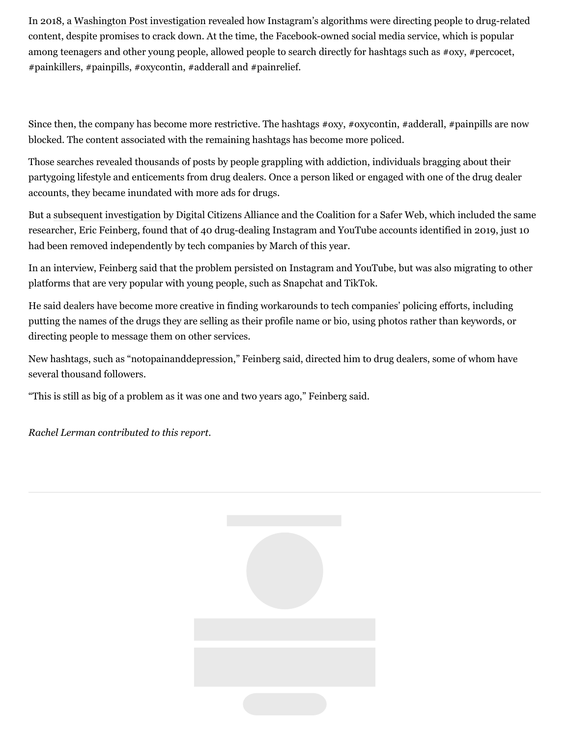In 2018, a Washington Post investigation revealed how Instagram's algorithms were directing people to drug-related content, despite promises to crack down. At the time, the Facebook-owned social media service, which is popular among teenagers and other young people, allowed people to search directly for hashtags such as #oxy, #percocet, #painkillers, #painpills, #oxycontin, #adderall and #painrelief.

Since then, the company has become more restrictive. The hashtags #oxy, #oxycontin, #adderall, #painpills are now blocked. The content associated with the remaining hashtags has become more policed.

Those searches revealed thousands of posts by people grappling with addiction, individuals bragging about their partygoing lifestyle and enticements from drug dealers. Once a person liked or engaged with one of the drug dealer accounts, they became inundated with more ads for drugs.

But a subsequent investigation by Digital Citizens Alliance and the Coalition for a Safer Web, which included the same researcher, Eric Feinberg, found that of 40 drug-dealing Instagram and YouTube accounts identified in 2019, just 10 had been removed independently by tech companies by March of this year.

In an interview, Feinberg said that the problem persisted on Instagram and YouTube, but was also migrating to other platforms that are very popular with young people, such as Snapchat and TikTok.

He said dealers have become more creative in finding workarounds to tech companies' policing efforts, including putting the names of the drugs they are selling as their profile name or bio, using photos rather than keywords, or directing people to message them on other services.

New hashtags, such as "notopainanddepression," Feinberg said, directed him to drug dealers, some of whom have several thousand followers.

"This is still as big of a problem as it was one and two years ago," Feinberg said.

*Rachel Lerman contributed to this report.*